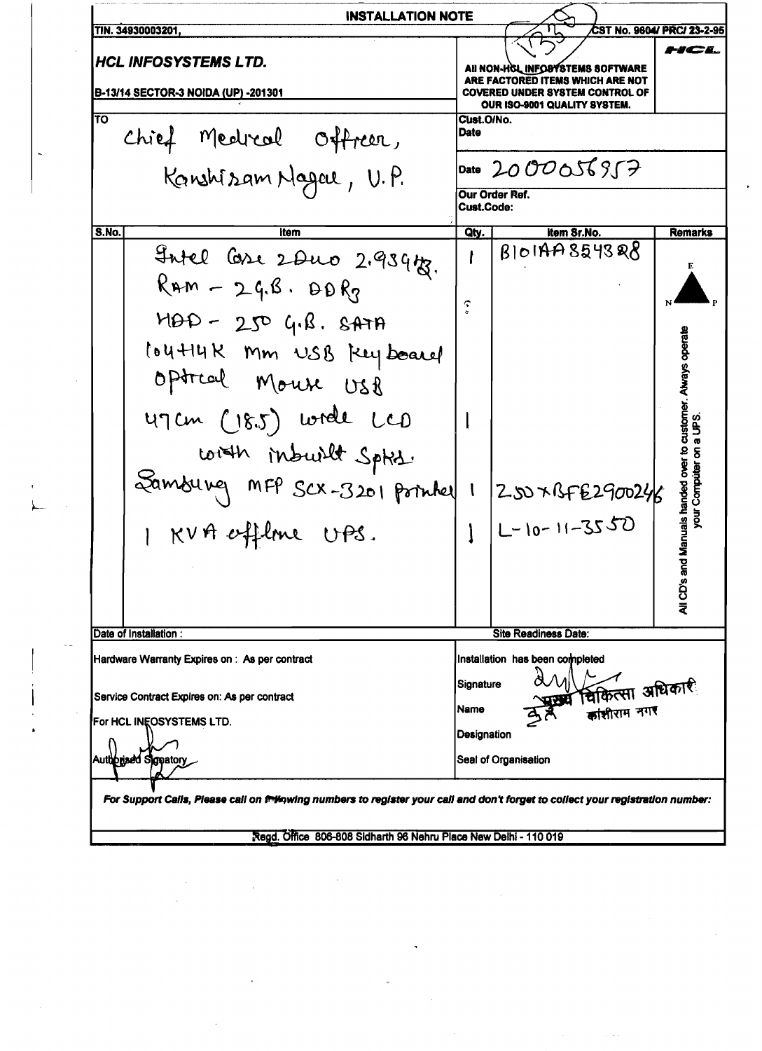# INSTALLATION NOTE

TIN. 34930003201, CST No. 9604/ PRC/ 23-2-95

**HCL INFOSYSTEMS LTD.**

B-13/14 SECTOR-3 NOIDA (UP) -201301

**All NON-HCL INFOSYSTEMS SOFTWARE ARE FACTORED ITEMS WHICH ARE NOT COVERED UNDER SYSTEM CONTROL OF OUR ISO-9001 QUALITY SYSTEM.**

HCL

TO
Chief Medical Officer,
Kanshiram Nagar, U.P.

Cust.O/No.
Date

Date 2000056957

Our Order Ref.
Cust.Code:

| S.No. | Item | Qty. | Item Sr.No. | Remarks |
|---|---|---|---|---|
| | Intel Core 2Duo 2.93GHz. | 1 | B101AA854328 | |
| | RAM - 2G.B. DDR3 | | | |
| | HDD - 250 G.B. SATA | | | |
| | 104+14K MM USB Keyboard | | | |
| | Optical Mouse USB | | | |
| | 47Cm (18.5) wide LCD with inbuilt Spkrs. | 1 | | |
| | Samsung MFP SCX-3201 printer | 1 | Z50XBFE2900246 | |
| | 1 KVA offline UPS. | 1 | L-10-11-3550 | |

All CD's and Manuals handed over to customer. Always operate your Computer on a UPS.

Date of Installation :

Site Readiness Date:

Hardware Warranty Expires on : As per contract

Service Contract Expires on: As per contract

For HCL INFOSYSTEMS LTD.

Authorised Signatory

Installation has been completed

Signature

Name

Designation

Seal of Organisation

मुख्य चिकित्सा अधिकारी
कांशीराम नगर

*For Support Calls, Please call on following numbers to register your call and don't forget to collect your registration number:*

Regd. Office 806-808 Sidharth 96 Nehru Place New Delhi - 110 019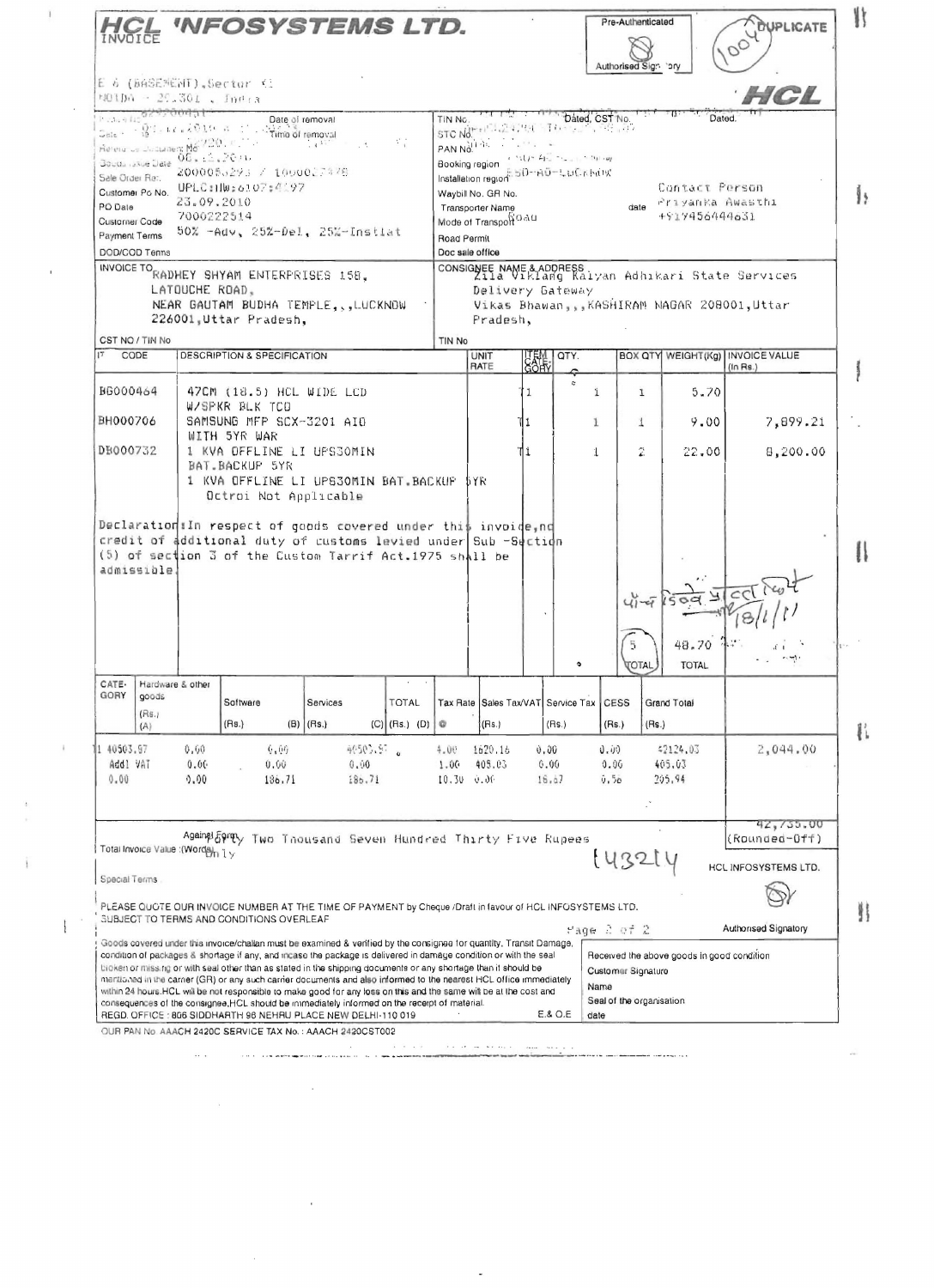# HCL INFOSYSTEMS LTD.

INVOICE

Pre-Authenticated

Authorised Signatory

DUPLICATE

HCL

E 4 (BASEMENT), Sector 11
NOIDA - 201301 , India

| | | | |
|---|---|---|---|
| Date of removal | | TIN No. | Dated. CST No. Dated. |
| Time of removal | | STC No. | |
| Refer to Document No | | PAN No. | |
| Goods Issue Date | 06.12.2010 | Booking region | |
| Sale Order Ref. | 2000050293 / 1000017470 | Installation region | SD-AD-LUCKNOW |
| Customer Po No. | UPLC:IIW:6107:4197 | Waybill No. GR No. | Contact Person |
| PO Date | 23.09.2010 | Transporter Name | date Priyanka Awasthi |
| Customer Code | 7000222514 | Mode of Transport Road | +919456444631 |
| Payment Terms | 50% -Adv, 25%-Del, 25%-Instlat | Road Permit | |
| DOD/COD Terms | | Doc sale office | |

**INVOICE TO** RADHEY SHYAM ENTERPRISES 158, LATOUCHE ROAD, NEAR GAUTAM BUDHA TEMPLE,,,LUCKNOW 226001,Uttar Pradesh,

**CONSIGNEE NAME & ADDRESS** Zila Viklang Kalyan Adhikari State Services Delivery Gateway Vikas Bhawan,,,KASHIRAM NAGAR 208001,Uttar Pradesh,

CST NO / TIN No | TIN No

| IT | CODE | DESCRIPTION & SPECIFICATION | UNIT RATE | ITEM CATE-GORY | QTY. | BOX QTY | WEIGHT(Kg) | INVOICE VALUE (In Rs.) |
|---|---|---|---|---|---|---|---|---|
| | BG000464 | 47CM (18.5) HCL WIDE LCD W/SPKR BLK TCO | | 1 | 1 | 1 | 5.70 | |
| | BH000706 | SAMSUNG MFP SCX-3201 AIO WITH 5YR WAR | | 1 | 1 | 1 | 9.00 | 7,899.21 |
| | DB000732 | 1 KVA OFFLINE LI UPS30MIN BAT.BACKUP 5YR<br>1 KVA OFFLINE LI UPS30MIN BAT.BACKUP 5YR<br>Octroi Not Applicable | | 1 | 1 | 2 | 22.00 | 8,200.00 |

Declaration:In respect of goods covered under this invoice,no credit of additional duty of customs levied under Sub -Section (5) of section 3 of the Custom Tarrif Act.1975 shall be admissible.

| | | | | TOTAL |
|---|---|---|---|---|
| | | | 5 | 48.70 |

| CATE-GORY | Hardware & other goods (Rs.) (A) | Software (Rs.) (B) | Services (Rs.) (C) | TOTAL (Rs.) (D) | Tax Rate | Sales Tax/VAT (Rs.) | Service Tax (Rs.) | CESS (Rs.) | Grand Total (Rs.) | |
|---|---|---|---|---|---|---|---|---|---|---|
| 1 | 40503.97 | 0.00 | 0.00 | 40503.97 | 4.00 | 1620.16 | 0.00 | 0.00 | 42124.03 | 2,044.00 |
| | Addl VAT | 0.00 | 0.00 | 0.00 | 1.00 | 405.03 | 0.00 | 0.00 | 405.03 | |
| | 0.00 | 0.00 | 186.71 | 186.71 | 10.30 | 0.00 | 18.67 | 0.56 | 205.94 | |

Total Invoice Value :(Words) Forty Two Thousand Seven Hundred Thirty Five Rupees Only

42,735.00 (Rounded-Off)

HCL INFOSYSTEMS LTD.

Special Terms

PLEASE QUOTE OUR INVOICE NUMBER AT THE TIME OF PAYMENT by Cheque /Draft in favour of HCL INFOSYSTEMS LTD.
SUBJECT TO TERMS AND CONDITIONS OVERLEAF

Authorised Signatory

Goods covered under this invoice/challan must be examined & verified by the consignee for quantity, Transit Damage, condition of packages & shortage if any, and incase the package is delivered in damage condition or with the seal broken or missing or with seal other than as stated in the shipping documents or any shortage than it should be mentioned in the carrier (GR) or any such carrier documents and also informed to the nearest HCL office immediately within 24 hours.HCL will be not responsible to make good for any loss on this and the same will be at the cost and consequences of the consignee,HCL should be immediately informed on the receipt of material.

E.& O.E

Received the above goods in good condition
Customer Signature
Name
Seal of the organisation
date

REGD. OFFICE : 806 SIDDHARTH 96 NEHRU PLACE NEW DELHI-110 019

OUR PAN No. AAACH 2420C SERVICE TAX No. : AAACH 2420CST002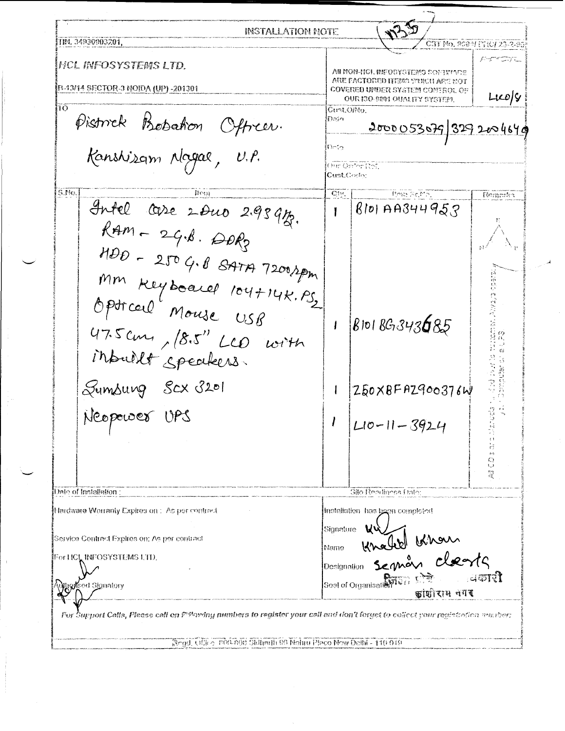# INSTALLATION NOTE

1135

TIN. 34930903201,

CST No. 9601 [?] DT 23-2-95

***HCL INFOSYSTEMS LTD.***

B-43/14 SECTOR-3 NOIDA (UP) -201301

All NON-HCL INFOSYSTEMS SOFTWARE ARE FACTORED ITEMS WHICH ARE NOT COVERED UNDER SYSTEM CONTROL OF OUR ISO-9001 QUALITY SYSTEM.

LKO/8

TO
District Probation Officer.
Kanshiram Nagar, U.P.

Cust.O/No.
Date: 2000053079 / 3292004649

Date

Our Order Ref.
Cust.Code:

| S.No. | Item | Qty. | Item Sr.No. | Remarks |
|---|---|---|---|---|
| | Intel Core 2 Duo 2.93 GHz. RAM - 2G.B. DDR3 HDD - 250 G.B SATA 7200 rpm MM Keyboard 104+14K. PS2 Optical Mouse USB | 1 | B101AA344953 | |
| | 47.5cm / 18.5" LCD with inbuilt speakers. | 1 | B101BG343685 | |
| | Sumsung SCX 3201 | 1 | Z50XBFAZ900376W | |
| | Neopower UPS | 1 | L10-11-3924 | |

Date of Installation :

Site Readiness Date:

Hardware Warranty Expires on : As per contract

Service Contract Expires on: As per contract

For HCL INFOSYSTEMS LTD.

Authorised Signatory

Installation has been completed

Signature

Name: Khalid Khan

Designation: Senior Clerk

Seal of Organisation: जिला प्रोबेशन अधिकारी काशीराम नगर

*For Support Calls, Please call on following numbers to register your call and don't forget to collect your registration number:*

Regd. Office: 806-808 Siddharth 96 Nehru Place New Delhi - 110 019